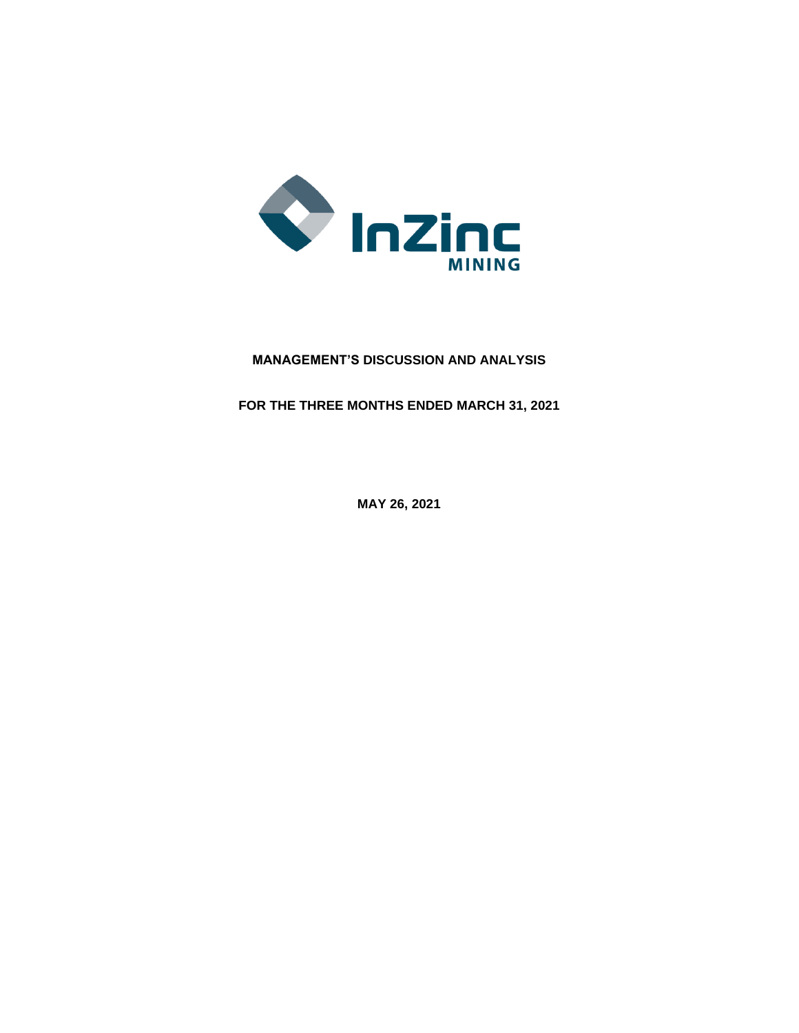InZinc MINING

**MANAGEMENT'S DISCUSSION AND ANALYSIS**

**FOR THE THREE MONTHS ENDED MARCH 31, 2021**

**MAY 26, 2021**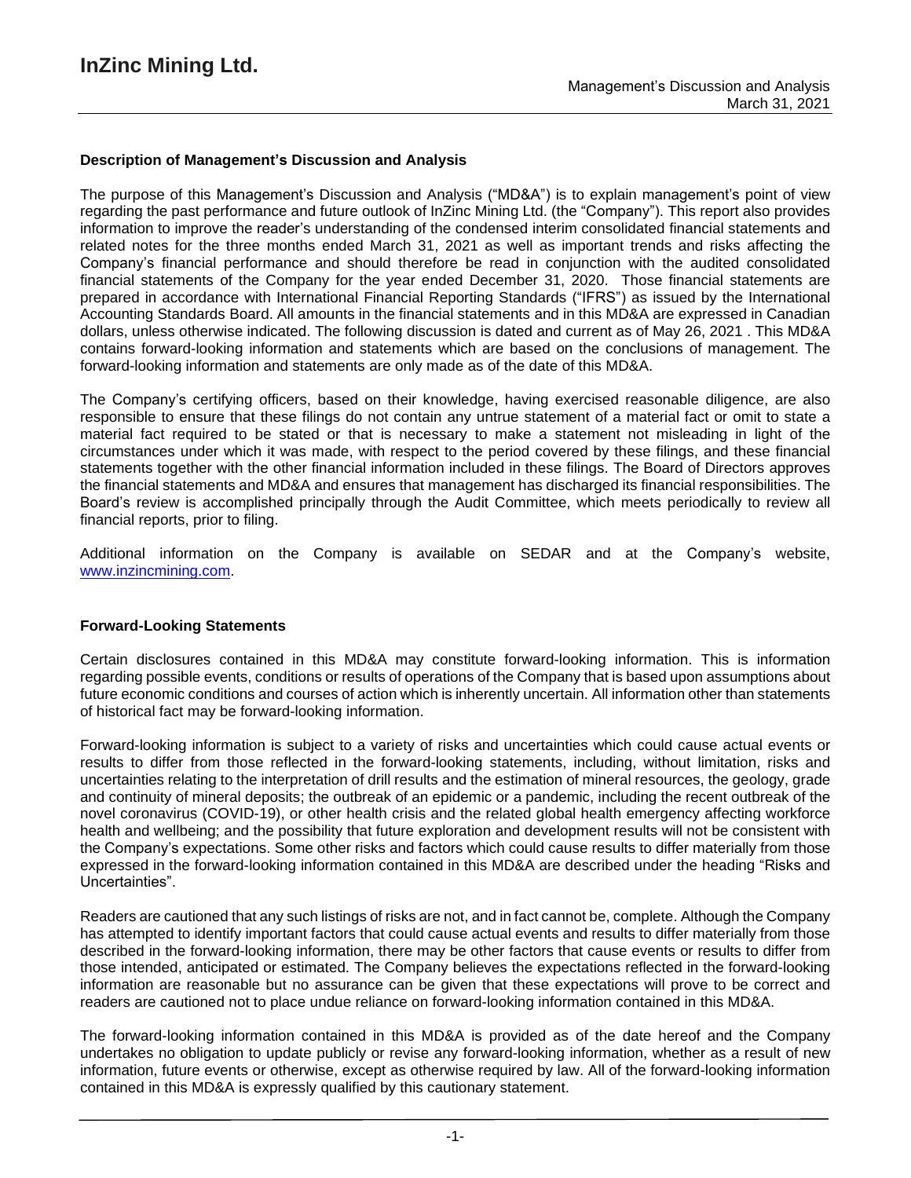## Description of Management's Discussion and Analysis

The purpose of this Management's Discussion and Analysis ("MD&A") is to explain management's point of view regarding the past performance and future outlook of InZinc Mining Ltd. (the "Company"). This report also provides information to improve the reader's understanding of the condensed interim consolidated financial statements and related notes for the three months ended March 31, 2021 as well as important trends and risks affecting the Company's financial performance and should therefore be read in conjunction with the audited consolidated financial statements of the Company for the year ended December 31, 2020. Those financial statements are prepared in accordance with International Financial Reporting Standards ("IFRS") as issued by the International Accounting Standards Board. All amounts in the financial statements and in this MD&A are expressed in Canadian dollars, unless otherwise indicated. The following discussion is dated and current as of May 26, 2021 . This MD&A contains forward-looking information and statements which are based on the conclusions of management. The forward-looking information and statements are only made as of the date of this MD&A.

The Company's certifying officers, based on their knowledge, having exercised reasonable diligence, are also responsible to ensure that these filings do not contain any untrue statement of a material fact or omit to state a material fact required to be stated or that is necessary to make a statement not misleading in light of the circumstances under which it was made, with respect to the period covered by these filings, and these financial statements together with the other financial information included in these filings. The Board of Directors approves the financial statements and MD&A and ensures that management has discharged its financial responsibilities. The Board's review is accomplished principally through the Audit Committee, which meets periodically to review all financial reports, prior to filing.

Additional information on the Company is available on SEDAR and at the Company's website, [www.inzincmining.com](http://www.inzincmining.com).

## Forward-Looking Statements

Certain disclosures contained in this MD&A may constitute forward-looking information. This is information regarding possible events, conditions or results of operations of the Company that is based upon assumptions about future economic conditions and courses of action which is inherently uncertain. All information other than statements of historical fact may be forward-looking information.

Forward-looking information is subject to a variety of risks and uncertainties which could cause actual events or results to differ from those reflected in the forward-looking statements, including, without limitation, risks and uncertainties relating to the interpretation of drill results and the estimation of mineral resources, the geology, grade and continuity of mineral deposits; the outbreak of an epidemic or a pandemic, including the recent outbreak of the novel coronavirus (COVID-19), or other health crisis and the related global health emergency affecting workforce health and wellbeing; and the possibility that future exploration and development results will not be consistent with the Company's expectations. Some other risks and factors which could cause results to differ materially from those expressed in the forward-looking information contained in this MD&A are described under the heading "Risks and Uncertainties".

Readers are cautioned that any such listings of risks are not, and in fact cannot be, complete. Although the Company has attempted to identify important factors that could cause actual events and results to differ materially from those described in the forward-looking information, there may be other factors that cause events or results to differ from those intended, anticipated or estimated. The Company believes the expectations reflected in the forward-looking information are reasonable but no assurance can be given that these expectations will prove to be correct and readers are cautioned not to place undue reliance on forward-looking information contained in this MD&A.

The forward-looking information contained in this MD&A is provided as of the date hereof and the Company undertakes no obligation to update publicly or revise any forward-looking information, whether as a result of new information, future events or otherwise, except as otherwise required by law. All of the forward-looking information contained in this MD&A is expressly qualified by this cautionary statement.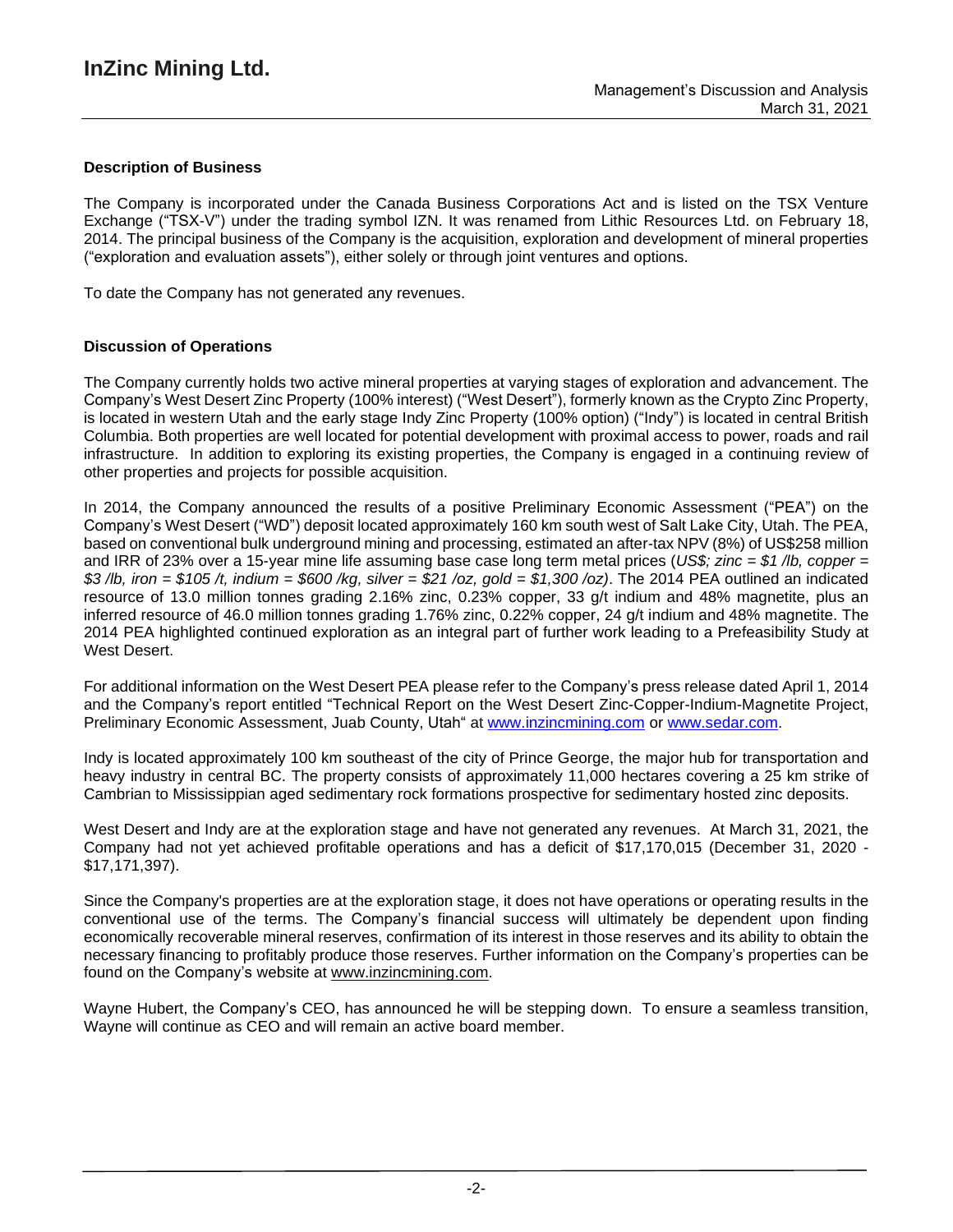## Description of Business

The Company is incorporated under the Canada Business Corporations Act and is listed on the TSX Venture Exchange ("TSX-V") under the trading symbol IZN. It was renamed from Lithic Resources Ltd. on February 18, 2014. The principal business of the Company is the acquisition, exploration and development of mineral properties ("exploration and evaluation assets"), either solely or through joint ventures and options.

To date the Company has not generated any revenues.

## Discussion of Operations

The Company currently holds two active mineral properties at varying stages of exploration and advancement. The Company's West Desert Zinc Property (100% interest) ("West Desert"), formerly known as the Crypto Zinc Property, is located in western Utah and the early stage Indy Zinc Property (100% option) ("Indy") is located in central British Columbia. Both properties are well located for potential development with proximal access to power, roads and rail infrastructure. In addition to exploring its existing properties, the Company is engaged in a continuing review of other properties and projects for possible acquisition.

In 2014, the Company announced the results of a positive Preliminary Economic Assessment ("PEA") on the Company's West Desert ("WD") deposit located approximately 160 km south west of Salt Lake City, Utah. The PEA, based on conventional bulk underground mining and processing, estimated an after-tax NPV (8%) of US$258 million and IRR of 23% over a 15-year mine life assuming base case long term metal prices (*US$; zinc = $1 /lb, copper = $3 /lb, iron = $105 /t, indium = $600 /kg, silver = $21 /oz, gold = $1,300 /oz)*. The 2014 PEA outlined an indicated resource of 13.0 million tonnes grading 2.16% zinc, 0.23% copper, 33 g/t indium and 48% magnetite, plus an inferred resource of 46.0 million tonnes grading 1.76% zinc, 0.22% copper, 24 g/t indium and 48% magnetite. The 2014 PEA highlighted continued exploration as an integral part of further work leading to a Prefeasibility Study at West Desert.

For additional information on the West Desert PEA please refer to the Company's press release dated April 1, 2014 and the Company's report entitled "Technical Report on the West Desert Zinc-Copper-Indium-Magnetite Project, Preliminary Economic Assessment, Juab County, Utah" at www.inzincmining.com or www.sedar.com.

Indy is located approximately 100 km southeast of the city of Prince George, the major hub for transportation and heavy industry in central BC. The property consists of approximately 11,000 hectares covering a 25 km strike of Cambrian to Mississippian aged sedimentary rock formations prospective for sedimentary hosted zinc deposits.

West Desert and Indy are at the exploration stage and have not generated any revenues. At March 31, 2021, the Company had not yet achieved profitable operations and has a deficit of $17,170,015 (December 31, 2020 - $17,171,397).

Since the Company's properties are at the exploration stage, it does not have operations or operating results in the conventional use of the terms. The Company's financial success will ultimately be dependent upon finding economically recoverable mineral reserves, confirmation of its interest in those reserves and its ability to obtain the necessary financing to profitably produce those reserves. Further information on the Company's properties can be found on the Company's website at www.inzincmining.com.

Wayne Hubert, the Company's CEO, has announced he will be stepping down. To ensure a seamless transition, Wayne will continue as CEO and will remain an active board member.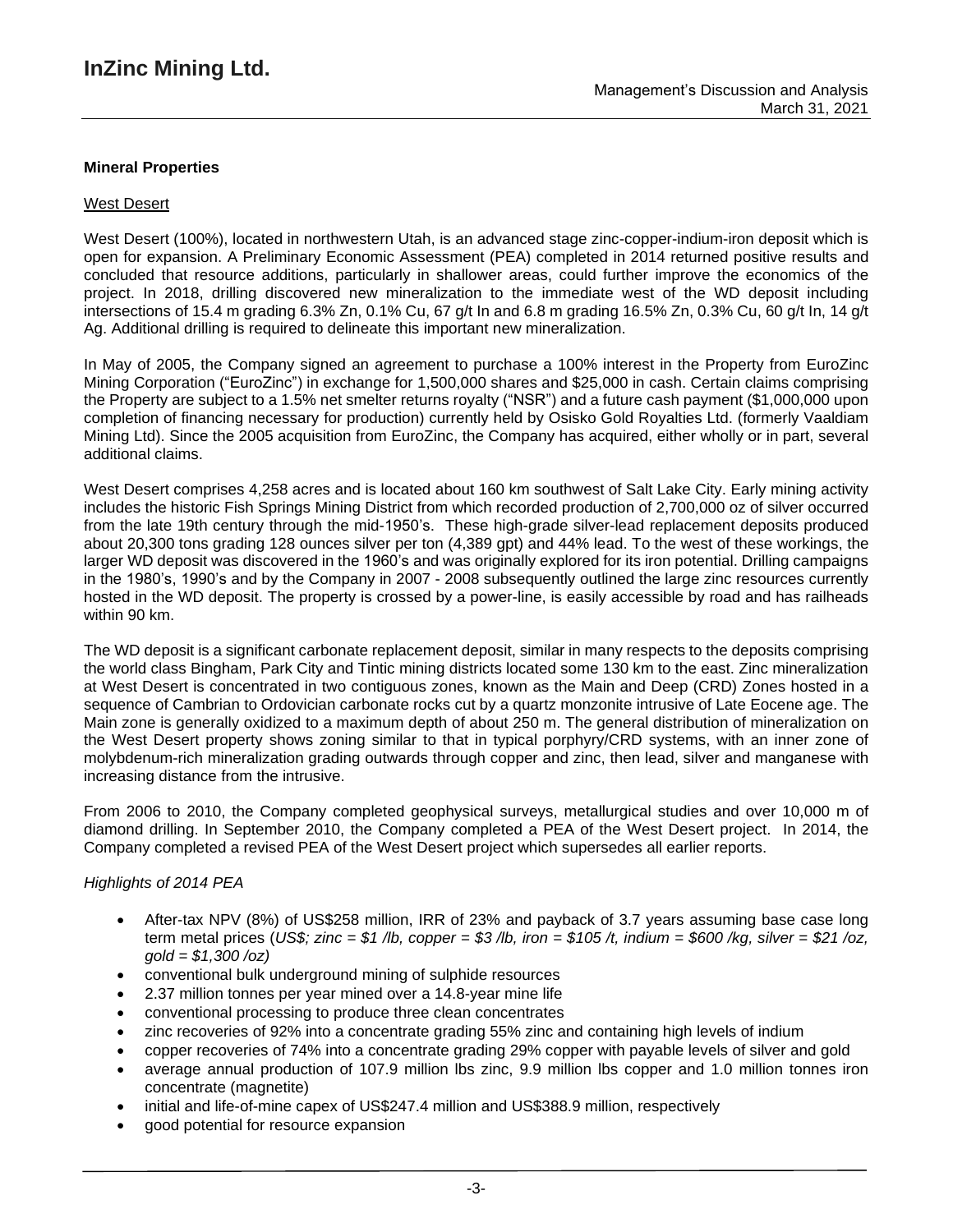## Mineral Properties

### West Desert

West Desert (100%), located in northwestern Utah, is an advanced stage zinc-copper-indium-iron deposit which is open for expansion. A Preliminary Economic Assessment (PEA) completed in 2014 returned positive results and concluded that resource additions, particularly in shallower areas, could further improve the economics of the project. In 2018, drilling discovered new mineralization to the immediate west of the WD deposit including intersections of 15.4 m grading 6.3% Zn, 0.1% Cu, 67 g/t In and 6.8 m grading 16.5% Zn, 0.3% Cu, 60 g/t In, 14 g/t Ag. Additional drilling is required to delineate this important new mineralization.

In May of 2005, the Company signed an agreement to purchase a 100% interest in the Property from EuroZinc Mining Corporation ("EuroZinc") in exchange for 1,500,000 shares and $25,000 in cash. Certain claims comprising the Property are subject to a 1.5% net smelter returns royalty ("NSR") and a future cash payment ($1,000,000 upon completion of financing necessary for production) currently held by Osisko Gold Royalties Ltd. (formerly Vaaldiam Mining Ltd). Since the 2005 acquisition from EuroZinc, the Company has acquired, either wholly or in part, several additional claims.

West Desert comprises 4,258 acres and is located about 160 km southwest of Salt Lake City. Early mining activity includes the historic Fish Springs Mining District from which recorded production of 2,700,000 oz of silver occurred from the late 19th century through the mid-1950's. These high-grade silver-lead replacement deposits produced about 20,300 tons grading 128 ounces silver per ton (4,389 gpt) and 44% lead. To the west of these workings, the larger WD deposit was discovered in the 1960's and was originally explored for its iron potential. Drilling campaigns in the 1980's, 1990's and by the Company in 2007 - 2008 subsequently outlined the large zinc resources currently hosted in the WD deposit. The property is crossed by a power-line, is easily accessible by road and has railheads within 90 km.

The WD deposit is a significant carbonate replacement deposit, similar in many respects to the deposits comprising the world class Bingham, Park City and Tintic mining districts located some 130 km to the east. Zinc mineralization at West Desert is concentrated in two contiguous zones, known as the Main and Deep (CRD) Zones hosted in a sequence of Cambrian to Ordovician carbonate rocks cut by a quartz monzonite intrusive of Late Eocene age. The Main zone is generally oxidized to a maximum depth of about 250 m. The general distribution of mineralization on the West Desert property shows zoning similar to that in typical porphyry/CRD systems, with an inner zone of molybdenum-rich mineralization grading outwards through copper and zinc, then lead, silver and manganese with increasing distance from the intrusive.

From 2006 to 2010, the Company completed geophysical surveys, metallurgical studies and over 10,000 m of diamond drilling. In September 2010, the Company completed a PEA of the West Desert project. In 2014, the Company completed a revised PEA of the West Desert project which supersedes all earlier reports.

*Highlights of 2014 PEA*

- After-tax NPV (8%) of US$258 million, IRR of 23% and payback of 3.7 years assuming base case long term metal prices (*US$; zinc = $1 /lb, copper = $3 /lb, iron = $105 /t, indium = $600 /kg, silver = $21 /oz, gold = $1,300 /oz)*
- conventional bulk underground mining of sulphide resources
- 2.37 million tonnes per year mined over a 14.8-year mine life
- conventional processing to produce three clean concentrates
- zinc recoveries of 92% into a concentrate grading 55% zinc and containing high levels of indium
- copper recoveries of 74% into a concentrate grading 29% copper with payable levels of silver and gold
- average annual production of 107.9 million lbs zinc, 9.9 million lbs copper and 1.0 million tonnes iron concentrate (magnetite)
- initial and life-of-mine capex of US$247.4 million and US$388.9 million, respectively
- good potential for resource expansion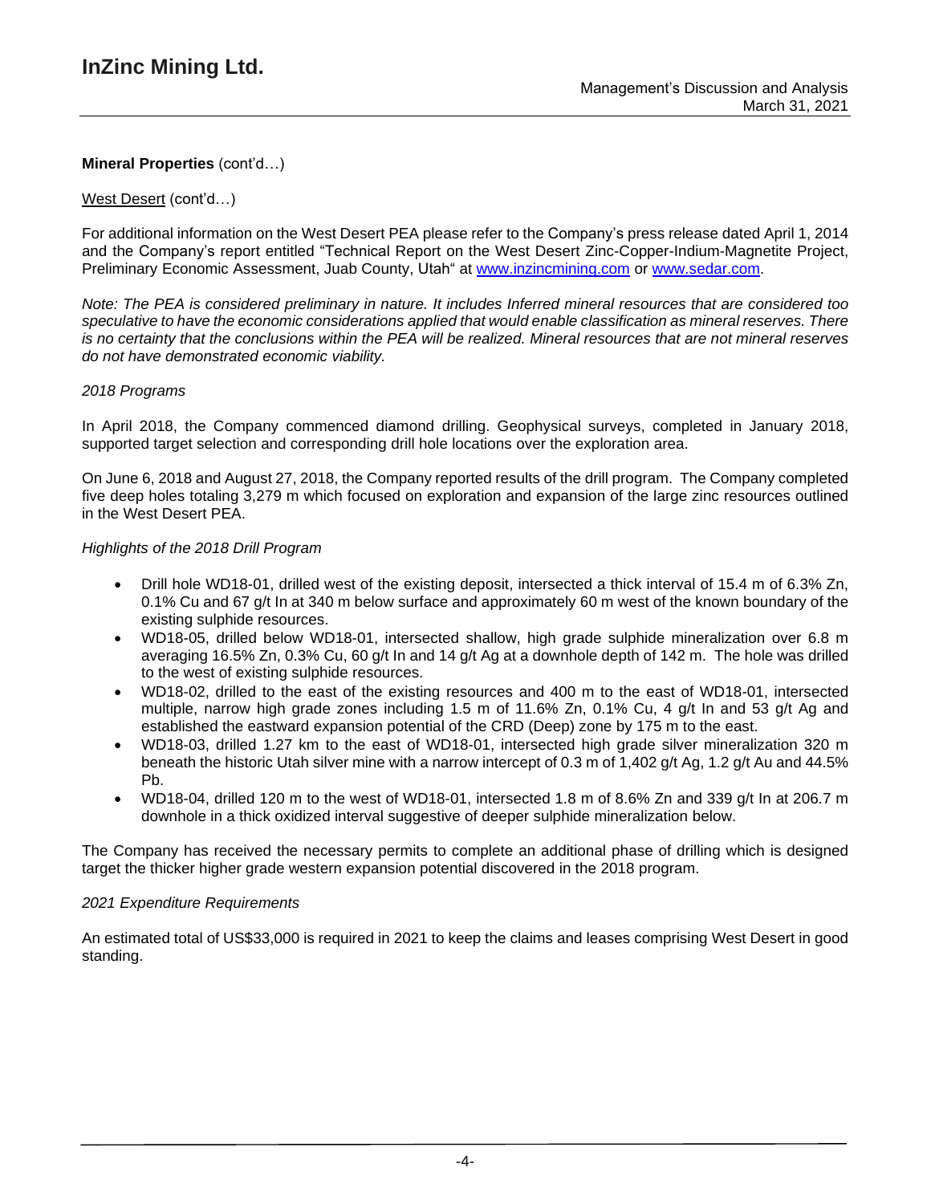**Mineral Properties** (cont'd…)

West Desert (cont'd…)

For additional information on the West Desert PEA please refer to the Company's press release dated April 1, 2014 and the Company's report entitled "Technical Report on the West Desert Zinc-Copper-Indium-Magnetite Project, Preliminary Economic Assessment, Juab County, Utah" at www.inzincmining.com or www.sedar.com.

*Note: The PEA is considered preliminary in nature. It includes Inferred mineral resources that are considered too speculative to have the economic considerations applied that would enable classification as mineral reserves. There is no certainty that the conclusions within the PEA will be realized. Mineral resources that are not mineral reserves do not have demonstrated economic viability.*

*2018 Programs*

In April 2018, the Company commenced diamond drilling. Geophysical surveys, completed in January 2018, supported target selection and corresponding drill hole locations over the exploration area.

On June 6, 2018 and August 27, 2018, the Company reported results of the drill program. The Company completed five deep holes totaling 3,279 m which focused on exploration and expansion of the large zinc resources outlined in the West Desert PEA.

*Highlights of the 2018 Drill Program*

- Drill hole WD18-01, drilled west of the existing deposit, intersected a thick interval of 15.4 m of 6.3% Zn, 0.1% Cu and 67 g/t In at 340 m below surface and approximately 60 m west of the known boundary of the existing sulphide resources.
- WD18-05, drilled below WD18-01, intersected shallow, high grade sulphide mineralization over 6.8 m averaging 16.5% Zn, 0.3% Cu, 60 g/t In and 14 g/t Ag at a downhole depth of 142 m. The hole was drilled to the west of existing sulphide resources.
- WD18-02, drilled to the east of the existing resources and 400 m to the east of WD18-01, intersected multiple, narrow high grade zones including 1.5 m of 11.6% Zn, 0.1% Cu, 4 g/t In and 53 g/t Ag and established the eastward expansion potential of the CRD (Deep) zone by 175 m to the east.
- WD18-03, drilled 1.27 km to the east of WD18-01, intersected high grade silver mineralization 320 m beneath the historic Utah silver mine with a narrow intercept of 0.3 m of 1,402 g/t Ag, 1.2 g/t Au and 44.5% Pb.
- WD18-04, drilled 120 m to the west of WD18-01, intersected 1.8 m of 8.6% Zn and 339 g/t In at 206.7 m downhole in a thick oxidized interval suggestive of deeper sulphide mineralization below.

The Company has received the necessary permits to complete an additional phase of drilling which is designed target the thicker higher grade western expansion potential discovered in the 2018 program.

*2021 Expenditure Requirements*

An estimated total of US$33,000 is required in 2021 to keep the claims and leases comprising West Desert in good standing.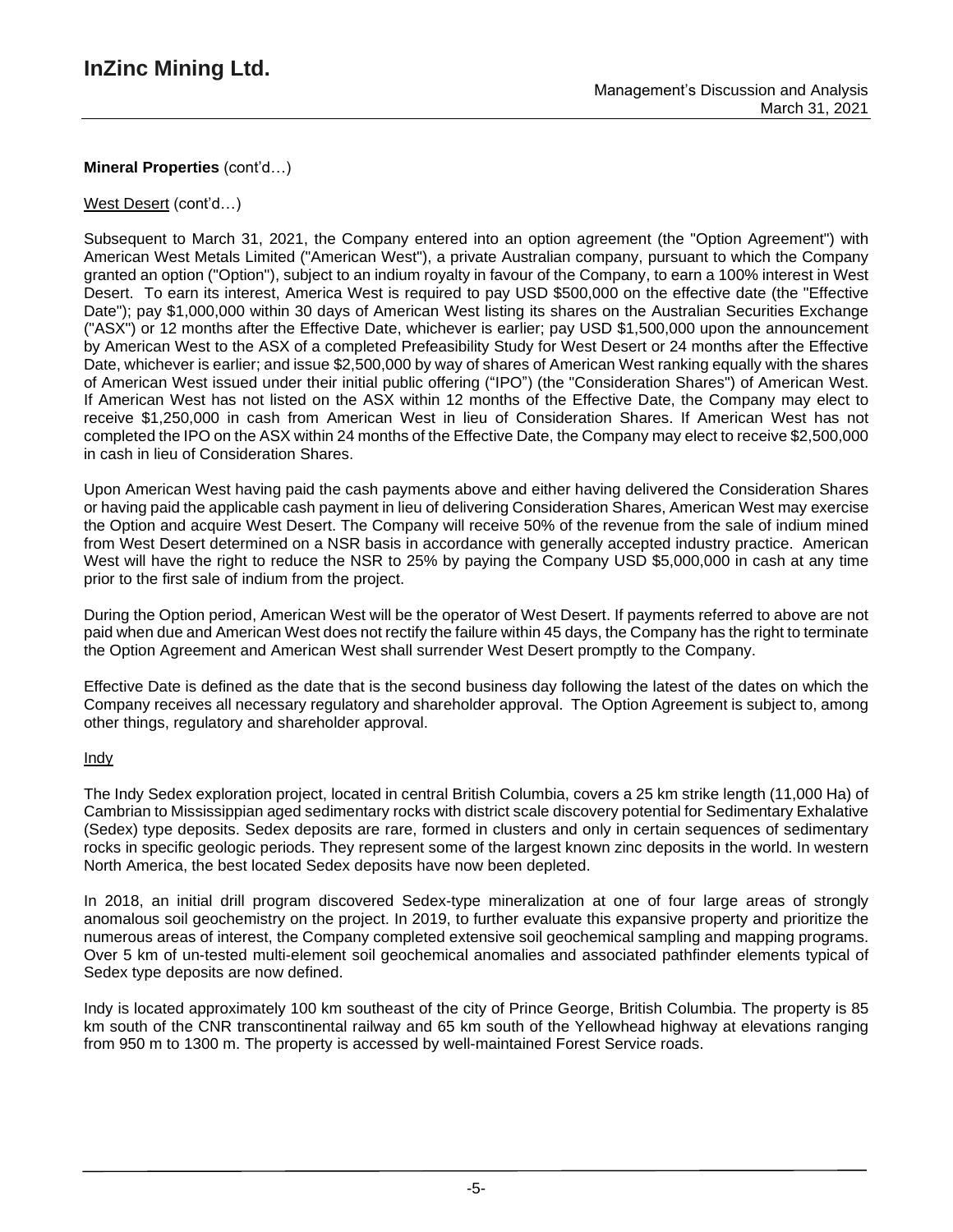**Mineral Properties** (cont'd…)

West Desert (cont'd…)

Subsequent to March 31, 2021, the Company entered into an option agreement (the "Option Agreement") with American West Metals Limited ("American West"), a private Australian company, pursuant to which the Company granted an option ("Option"), subject to an indium royalty in favour of the Company, to earn a 100% interest in West Desert. To earn its interest, America West is required to pay USD $500,000 on the effective date (the "Effective Date"); pay $1,000,000 within 30 days of American West listing its shares on the Australian Securities Exchange ("ASX") or 12 months after the Effective Date, whichever is earlier; pay USD $1,500,000 upon the announcement by American West to the ASX of a completed Prefeasibility Study for West Desert or 24 months after the Effective Date, whichever is earlier; and issue $2,500,000 by way of shares of American West ranking equally with the shares of American West issued under their initial public offering ("IPO") (the "Consideration Shares") of American West. If American West has not listed on the ASX within 12 months of the Effective Date, the Company may elect to receive $1,250,000 in cash from American West in lieu of Consideration Shares. If American West has not completed the IPO on the ASX within 24 months of the Effective Date, the Company may elect to receive $2,500,000 in cash in lieu of Consideration Shares.

Upon American West having paid the cash payments above and either having delivered the Consideration Shares or having paid the applicable cash payment in lieu of delivering Consideration Shares, American West may exercise the Option and acquire West Desert. The Company will receive 50% of the revenue from the sale of indium mined from West Desert determined on a NSR basis in accordance with generally accepted industry practice. American West will have the right to reduce the NSR to 25% by paying the Company USD $5,000,000 in cash at any time prior to the first sale of indium from the project.

During the Option period, American West will be the operator of West Desert. If payments referred to above are not paid when due and American West does not rectify the failure within 45 days, the Company has the right to terminate the Option Agreement and American West shall surrender West Desert promptly to the Company.

Effective Date is defined as the date that is the second business day following the latest of the dates on which the Company receives all necessary regulatory and shareholder approval. The Option Agreement is subject to, among other things, regulatory and shareholder approval.

Indy

The Indy Sedex exploration project, located in central British Columbia, covers a 25 km strike length (11,000 Ha) of Cambrian to Mississippian aged sedimentary rocks with district scale discovery potential for Sedimentary Exhalative (Sedex) type deposits. Sedex deposits are rare, formed in clusters and only in certain sequences of sedimentary rocks in specific geologic periods. They represent some of the largest known zinc deposits in the world. In western North America, the best located Sedex deposits have now been depleted.

In 2018, an initial drill program discovered Sedex-type mineralization at one of four large areas of strongly anomalous soil geochemistry on the project. In 2019, to further evaluate this expansive property and prioritize the numerous areas of interest, the Company completed extensive soil geochemical sampling and mapping programs. Over 5 km of un-tested multi-element soil geochemical anomalies and associated pathfinder elements typical of Sedex type deposits are now defined.

Indy is located approximately 100 km southeast of the city of Prince George, British Columbia. The property is 85 km south of the CNR transcontinental railway and 65 km south of the Yellowhead highway at elevations ranging from 950 m to 1300 m. The property is accessed by well-maintained Forest Service roads.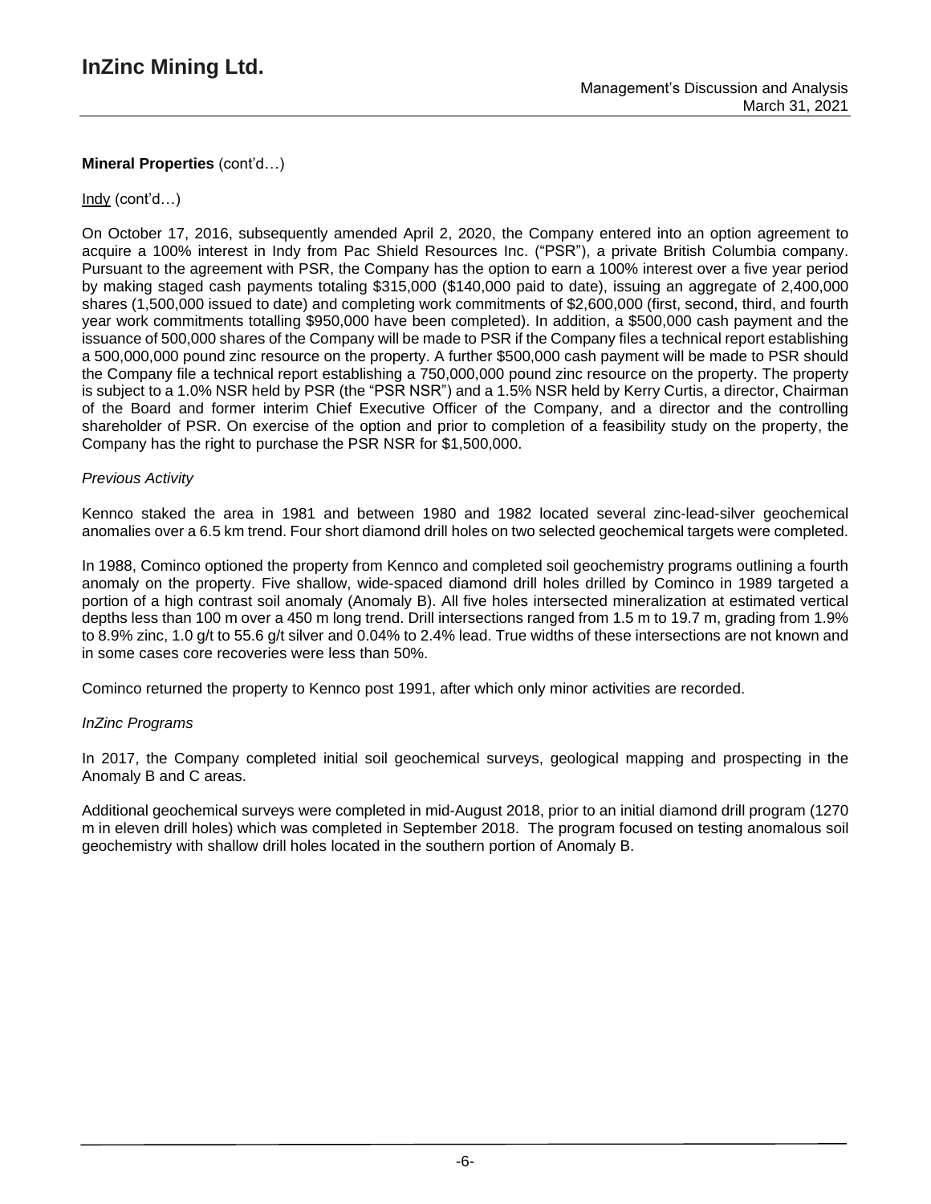**Mineral Properties** (cont'd…)

Indy (cont'd…)

On October 17, 2016, subsequently amended April 2, 2020, the Company entered into an option agreement to acquire a 100% interest in Indy from Pac Shield Resources Inc. ("PSR"), a private British Columbia company. Pursuant to the agreement with PSR, the Company has the option to earn a 100% interest over a five year period by making staged cash payments totaling $315,000 ($140,000 paid to date), issuing an aggregate of 2,400,000 shares (1,500,000 issued to date) and completing work commitments of $2,600,000 (first, second, third, and fourth year work commitments totalling $950,000 have been completed). In addition, a $500,000 cash payment and the issuance of 500,000 shares of the Company will be made to PSR if the Company files a technical report establishing a 500,000,000 pound zinc resource on the property. A further $500,000 cash payment will be made to PSR should the Company file a technical report establishing a 750,000,000 pound zinc resource on the property. The property is subject to a 1.0% NSR held by PSR (the "PSR NSR") and a 1.5% NSR held by Kerry Curtis, a director, Chairman of the Board and former interim Chief Executive Officer of the Company, and a director and the controlling shareholder of PSR. On exercise of the option and prior to completion of a feasibility study on the property, the Company has the right to purchase the PSR NSR for $1,500,000.

*Previous Activity*

Kennco staked the area in 1981 and between 1980 and 1982 located several zinc-lead-silver geochemical anomalies over a 6.5 km trend. Four short diamond drill holes on two selected geochemical targets were completed.

In 1988, Cominco optioned the property from Kennco and completed soil geochemistry programs outlining a fourth anomaly on the property. Five shallow, wide-spaced diamond drill holes drilled by Cominco in 1989 targeted a portion of a high contrast soil anomaly (Anomaly B). All five holes intersected mineralization at estimated vertical depths less than 100 m over a 450 m long trend. Drill intersections ranged from 1.5 m to 19.7 m, grading from 1.9% to 8.9% zinc, 1.0 g/t to 55.6 g/t silver and 0.04% to 2.4% lead. True widths of these intersections are not known and in some cases core recoveries were less than 50%.

Cominco returned the property to Kennco post 1991, after which only minor activities are recorded.

*InZinc Programs*

In 2017, the Company completed initial soil geochemical surveys, geological mapping and prospecting in the Anomaly B and C areas.

Additional geochemical surveys were completed in mid-August 2018, prior to an initial diamond drill program (1270 m in eleven drill holes) which was completed in September 2018. The program focused on testing anomalous soil geochemistry with shallow drill holes located in the southern portion of Anomaly B.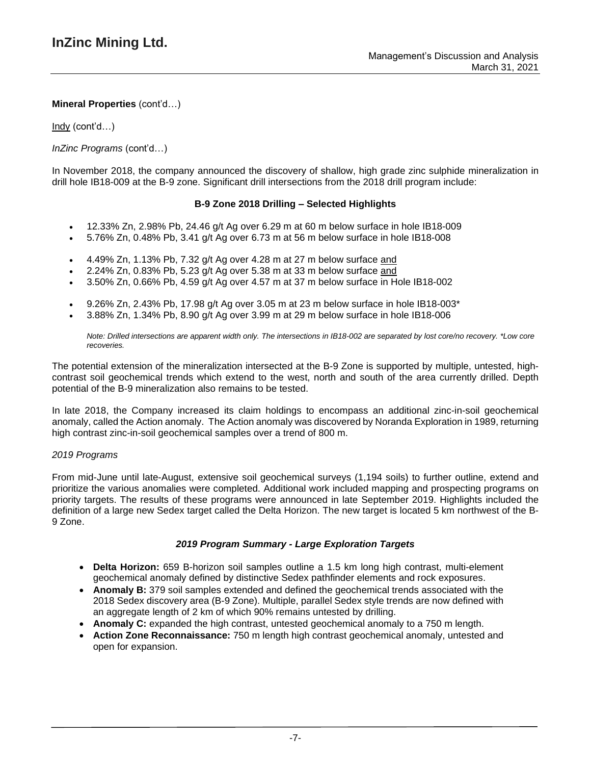**Mineral Properties** (cont'd…)

Indy (cont'd…)

*InZinc Programs* (cont'd…)

In November 2018, the company announced the discovery of shallow, high grade zinc sulphide mineralization in drill hole IB18-009 at the B-9 zone. Significant drill intersections from the 2018 drill program include:

**B-9 Zone 2018 Drilling – Selected Highlights**

- 12.33% Zn, 2.98% Pb, 24.46 g/t Ag over 6.29 m at 60 m below surface in hole IB18-009
- 5.76% Zn, 0.48% Pb, 3.41 g/t Ag over 6.73 m at 56 m below surface in hole IB18-008

- 4.49% Zn, 1.13% Pb, 7.32 g/t Ag over 4.28 m at 27 m below surface and
- 2.24% Zn, 0.83% Pb, 5.23 g/t Ag over 5.38 m at 33 m below surface and
- 3.50% Zn, 0.66% Pb, 4.59 g/t Ag over 4.57 m at 37 m below surface in Hole IB18-002

- 9.26% Zn, 2.43% Pb, 17.98 g/t Ag over 3.05 m at 23 m below surface in hole IB18-003*
- 3.88% Zn, 1.34% Pb, 8.90 g/t Ag over 3.99 m at 29 m below surface in hole IB18-006

*Note: Drilled intersections are apparent width only. The intersections in IB18-002 are separated by lost core/no recovery. *Low core recoveries.*

The potential extension of the mineralization intersected at the B-9 Zone is supported by multiple, untested, high-contrast soil geochemical trends which extend to the west, north and south of the area currently drilled. Depth potential of the B-9 mineralization also remains to be tested.

In late 2018, the Company increased its claim holdings to encompass an additional zinc-in-soil geochemical anomaly, called the Action anomaly. The Action anomaly was discovered by Noranda Exploration in 1989, returning high contrast zinc-in-soil geochemical samples over a trend of 800 m.

*2019 Programs*

From mid-June until late-August, extensive soil geochemical surveys (1,194 soils) to further outline, extend and prioritize the various anomalies were completed. Additional work included mapping and prospecting programs on priority targets. The results of these programs were announced in late September 2019. Highlights included the definition of a large new Sedex target called the Delta Horizon. The new target is located 5 km northwest of the B-9 Zone.

***2019 Program Summary - Large Exploration Targets***

- **Delta Horizon:** 659 B-horizon soil samples outline a 1.5 km long high contrast, multi-element geochemical anomaly defined by distinctive Sedex pathfinder elements and rock exposures.
- **Anomaly B:** 379 soil samples extended and defined the geochemical trends associated with the 2018 Sedex discovery area (B-9 Zone). Multiple, parallel Sedex style trends are now defined with an aggregate length of 2 km of which 90% remains untested by drilling.
- **Anomaly C:** expanded the high contrast, untested geochemical anomaly to a 750 m length.
- **Action Zone Reconnaissance:** 750 m length high contrast geochemical anomaly, untested and open for expansion.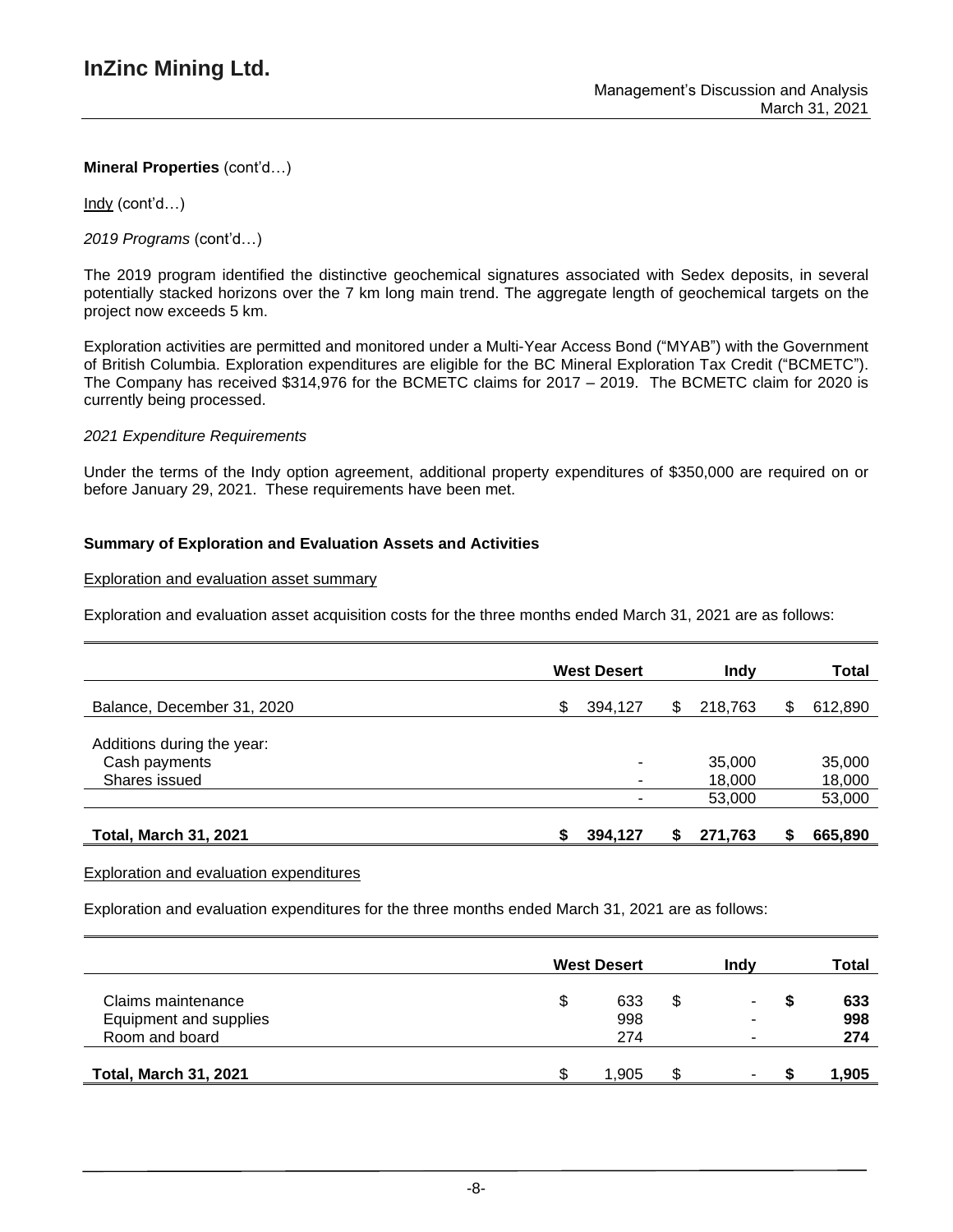**Mineral Properties** (cont'd…)

Indy (cont'd…)

*2019 Programs* (cont'd…)

The 2019 program identified the distinctive geochemical signatures associated with Sedex deposits, in several potentially stacked horizons over the 7 km long main trend. The aggregate length of geochemical targets on the project now exceeds 5 km.

Exploration activities are permitted and monitored under a Multi-Year Access Bond ("MYAB") with the Government of British Columbia. Exploration expenditures are eligible for the BC Mineral Exploration Tax Credit ("BCMETC"). The Company has received $314,976 for the BCMETC claims for 2017 – 2019. The BCMETC claim for 2020 is currently being processed.

*2021 Expenditure Requirements*

Under the terms of the Indy option agreement, additional property expenditures of $350,000 are required on or before January 29, 2021. These requirements have been met.

**Summary of Exploration and Evaluation Assets and Activities**

Exploration and evaluation asset summary

Exploration and evaluation asset acquisition costs for the three months ended March 31, 2021 are as follows:

| | West Desert | Indy | Total |
|---|---|---|---|
| Balance, December 31, 2020 | $ 394,127 | $ 218,763 | $ 612,890 |
| Additions during the year: | | | |
| Cash payments | - | 35,000 | 35,000 |
| Shares issued | - | 18,000 | 18,000 |
| | - | 53,000 | 53,000 |
| **Total, March 31, 2021** | **$ 394,127** | **$ 271,763** | **$ 665,890** |

Exploration and evaluation expenditures

Exploration and evaluation expenditures for the three months ended March 31, 2021 are as follows:

| | West Desert | Indy | Total |
|---|---|---|---|
| Claims maintenance | $ 633 | $ - | **$ 633** |
| Equipment and supplies | 998 | - | **998** |
| Room and board | 274 | - | **274** |
| **Total, March 31, 2021** | $ 1,905 | $ - | **$ 1,905** |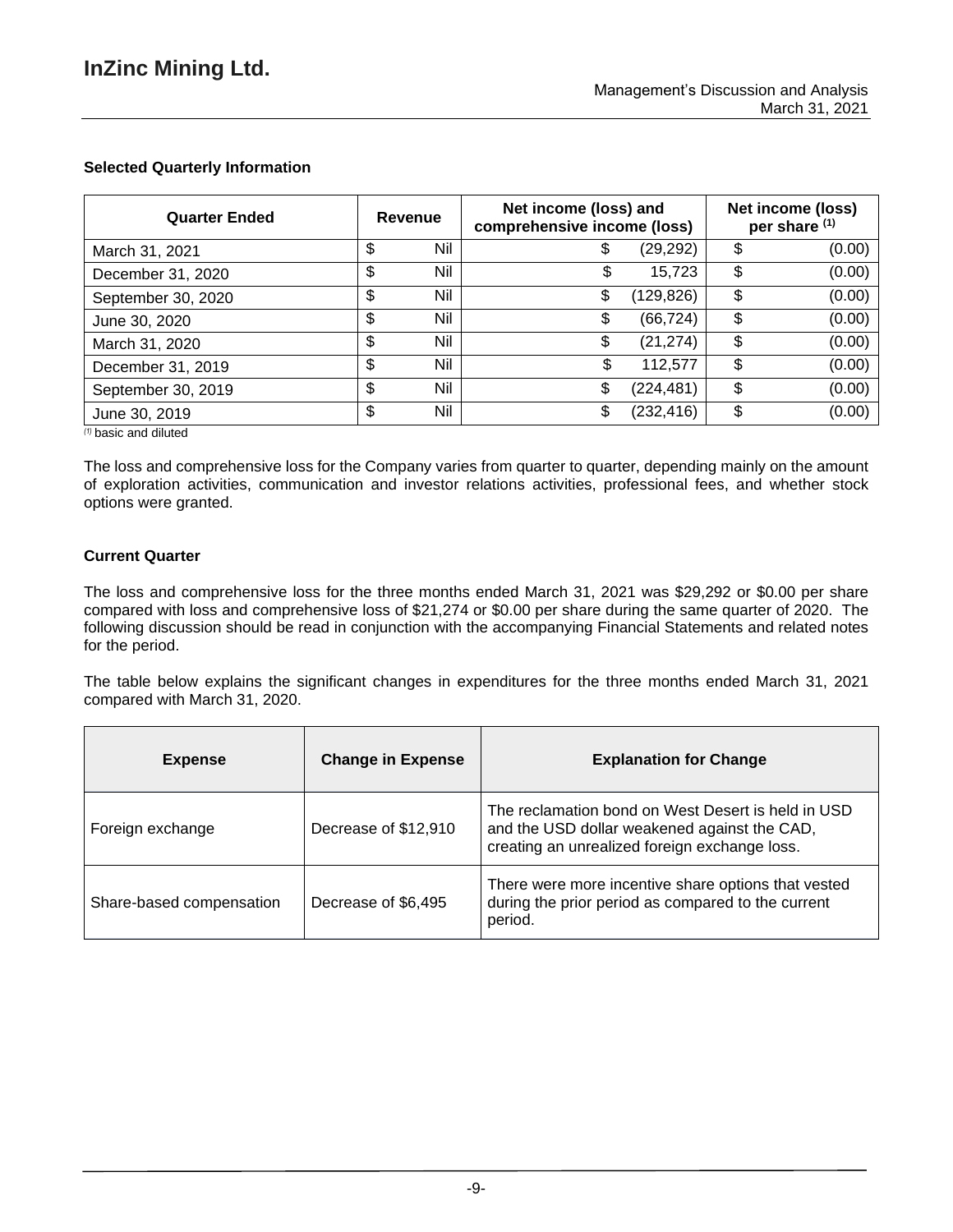### Selected Quarterly Information

| Quarter Ended | Revenue | Net income (loss) and comprehensive income (loss) | Net income (loss) per share [(1)] |
|---|---|---|---|
| March 31, 2021 | $ Nil | $ (29,292) | $ (0.00) |
| December 31, 2020 | $ Nil | $ 15,723 | $ (0.00) |
| September 30, 2020 | $ Nil | $ (129,826) | $ (0.00) |
| June 30, 2020 | $ Nil | $ (66,724) | $ (0.00) |
| March 31, 2020 | $ Nil | $ (21,274) | $ (0.00) |
| December 31, 2019 | $ Nil | $ 112,577 | $ (0.00) |
| September 30, 2019 | $ Nil | $ (224,481) | $ (0.00) |
| June 30, 2019 | $ Nil | $ (232,416) | $ (0.00) |

[(1)] basic and diluted

The loss and comprehensive loss for the Company varies from quarter to quarter, depending mainly on the amount of exploration activities, communication and investor relations activities, professional fees, and whether stock options were granted.

### Current Quarter

The loss and comprehensive loss for the three months ended March 31, 2021 was $29,292 or $0.00 per share compared with loss and comprehensive loss of $21,274 or $0.00 per share during the same quarter of 2020. The following discussion should be read in conjunction with the accompanying Financial Statements and related notes for the period.

The table below explains the significant changes in expenditures for the three months ended March 31, 2021 compared with March 31, 2020.

| Expense | Change in Expense | Explanation for Change |
|---|---|---|
| Foreign exchange | Decrease of $12,910 | The reclamation bond on West Desert is held in USD and the USD dollar weakened against the CAD, creating an unrealized foreign exchange loss. |
| Share-based compensation | Decrease of $6,495 | There were more incentive share options that vested during the prior period as compared to the current period. |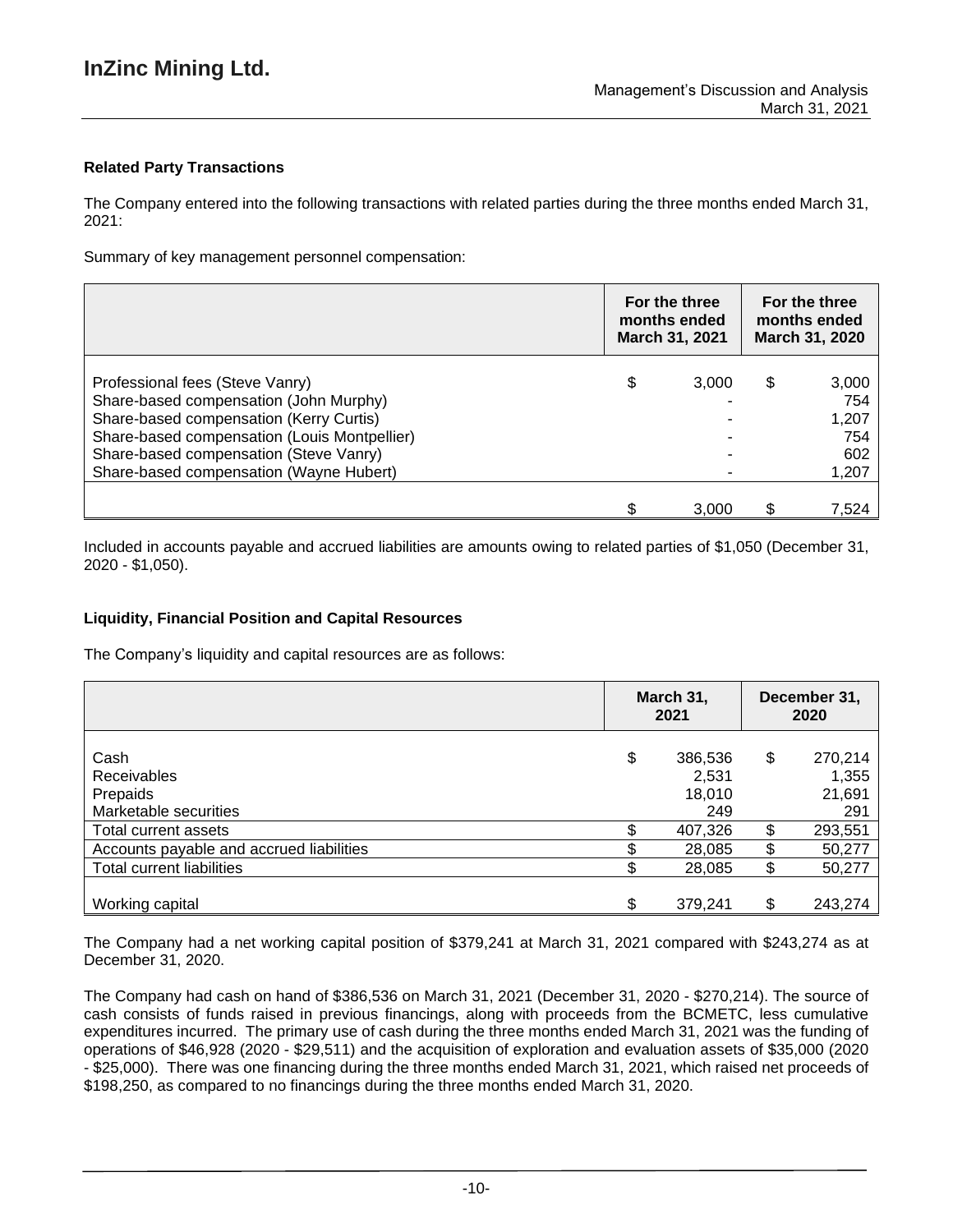### Related Party Transactions

The Company entered into the following transactions with related parties during the three months ended March 31, 2021:

Summary of key management personnel compensation:

| | For the three months ended March 31, 2021 | For the three months ended March 31, 2020 |
|---|---|---|
| Professional fees (Steve Vanry) | $ 3,000 | $ 3,000 |
| Share-based compensation (John Murphy) | - | 754 |
| Share-based compensation (Kerry Curtis) | - | 1,207 |
| Share-based compensation (Louis Montpellier) | - | 754 |
| Share-based compensation (Steve Vanry) | - | 602 |
| Share-based compensation (Wayne Hubert) | - | 1,207 |
| | $ 3,000 | $ 7,524 |

Included in accounts payable and accrued liabilities are amounts owing to related parties of $1,050 (December 31, 2020 - $1,050).

### Liquidity, Financial Position and Capital Resources

The Company's liquidity and capital resources are as follows:

| | March 31, 2021 | December 31, 2020 |
|---|---|---|
| Cash | $ 386,536 | $ 270,214 |
| Receivables | 2,531 | 1,355 |
| Prepaids | 18,010 | 21,691 |
| Marketable securities | 249 | 291 |
| Total current assets | $ 407,326 | $ 293,551 |
| Accounts payable and accrued liabilities | $ 28,085 | $ 50,277 |
| Total current liabilities | $ 28,085 | $ 50,277 |
| Working capital | $ 379,241 | $ 243,274 |

The Company had a net working capital position of $379,241 at March 31, 2021 compared with $243,274 as at December 31, 2020.

The Company had cash on hand of $386,536 on March 31, 2021 (December 31, 2020 - $270,214). The source of cash consists of funds raised in previous financings, along with proceeds from the BCMETC, less cumulative expenditures incurred. The primary use of cash during the three months ended March 31, 2021 was the funding of operations of $46,928 (2020 - $29,511) and the acquisition of exploration and evaluation assets of $35,000 (2020 - $25,000). There was one financing during the three months ended March 31, 2021, which raised net proceeds of $198,250, as compared to no financings during the three months ended March 31, 2020.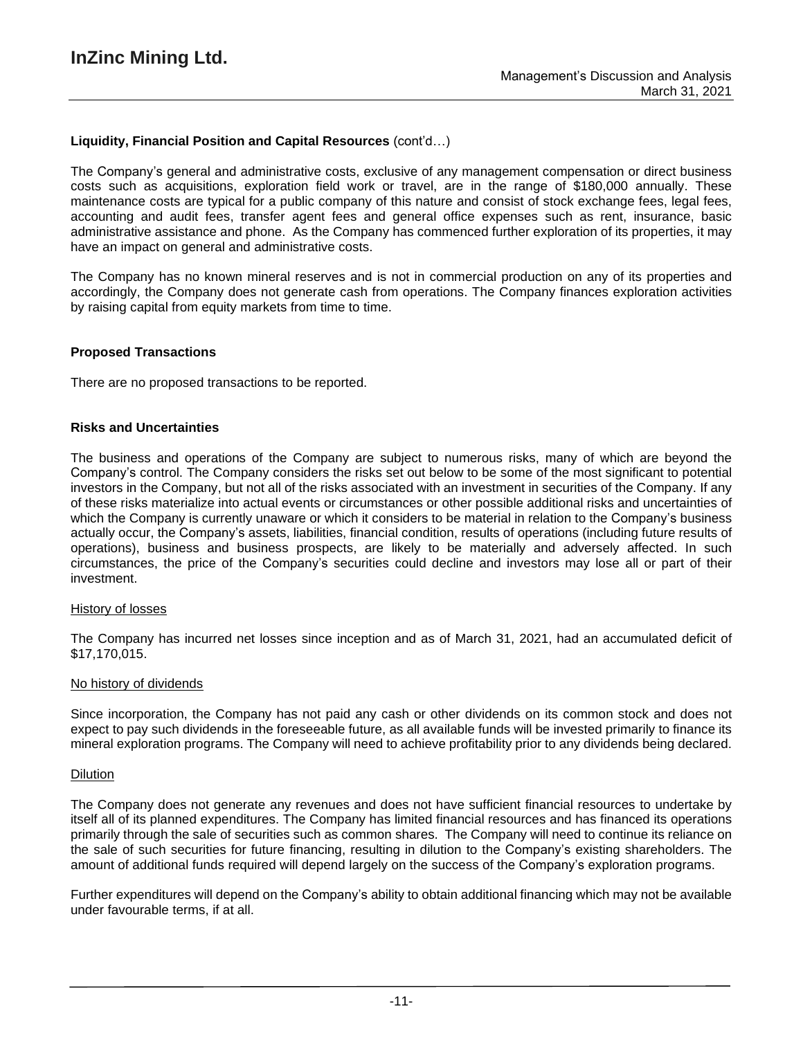**Liquidity, Financial Position and Capital Resources** (cont'd…)

The Company's general and administrative costs, exclusive of any management compensation or direct business costs such as acquisitions, exploration field work or travel, are in the range of $180,000 annually. These maintenance costs are typical for a public company of this nature and consist of stock exchange fees, legal fees, accounting and audit fees, transfer agent fees and general office expenses such as rent, insurance, basic administrative assistance and phone. As the Company has commenced further exploration of its properties, it may have an impact on general and administrative costs.

The Company has no known mineral reserves and is not in commercial production on any of its properties and accordingly, the Company does not generate cash from operations. The Company finances exploration activities by raising capital from equity markets from time to time.

## Proposed Transactions

There are no proposed transactions to be reported.

## Risks and Uncertainties

The business and operations of the Company are subject to numerous risks, many of which are beyond the Company's control. The Company considers the risks set out below to be some of the most significant to potential investors in the Company, but not all of the risks associated with an investment in securities of the Company. If any of these risks materialize into actual events or circumstances or other possible additional risks and uncertainties of which the Company is currently unaware or which it considers to be material in relation to the Company's business actually occur, the Company's assets, liabilities, financial condition, results of operations (including future results of operations), business and business prospects, are likely to be materially and adversely affected. In such circumstances, the price of the Company's securities could decline and investors may lose all or part of their investment.

### History of losses

The Company has incurred net losses since inception and as of March 31, 2021, had an accumulated deficit of $17,170,015.

### No history of dividends

Since incorporation, the Company has not paid any cash or other dividends on its common stock and does not expect to pay such dividends in the foreseeable future, as all available funds will be invested primarily to finance its mineral exploration programs. The Company will need to achieve profitability prior to any dividends being declared.

### Dilution

The Company does not generate any revenues and does not have sufficient financial resources to undertake by itself all of its planned expenditures. The Company has limited financial resources and has financed its operations primarily through the sale of securities such as common shares. The Company will need to continue its reliance on the sale of such securities for future financing, resulting in dilution to the Company's existing shareholders. The amount of additional funds required will depend largely on the success of the Company's exploration programs.

Further expenditures will depend on the Company's ability to obtain additional financing which may not be available under favourable terms, if at all.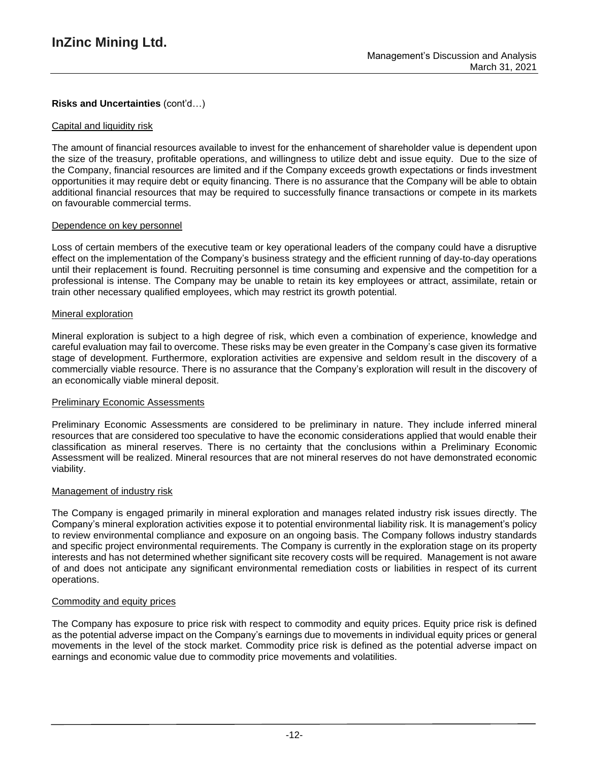**Risks and Uncertainties** (cont'd…)

Capital and liquidity risk

The amount of financial resources available to invest for the enhancement of shareholder value is dependent upon the size of the treasury, profitable operations, and willingness to utilize debt and issue equity. Due to the size of the Company, financial resources are limited and if the Company exceeds growth expectations or finds investment opportunities it may require debt or equity financing. There is no assurance that the Company will be able to obtain additional financial resources that may be required to successfully finance transactions or compete in its markets on favourable commercial terms.

Dependence on key personnel

Loss of certain members of the executive team or key operational leaders of the company could have a disruptive effect on the implementation of the Company's business strategy and the efficient running of day-to-day operations until their replacement is found. Recruiting personnel is time consuming and expensive and the competition for a professional is intense. The Company may be unable to retain its key employees or attract, assimilate, retain or train other necessary qualified employees, which may restrict its growth potential.

Mineral exploration

Mineral exploration is subject to a high degree of risk, which even a combination of experience, knowledge and careful evaluation may fail to overcome. These risks may be even greater in the Company's case given its formative stage of development. Furthermore, exploration activities are expensive and seldom result in the discovery of a commercially viable resource. There is no assurance that the Company's exploration will result in the discovery of an economically viable mineral deposit.

Preliminary Economic Assessments

Preliminary Economic Assessments are considered to be preliminary in nature. They include inferred mineral resources that are considered too speculative to have the economic considerations applied that would enable their classification as mineral reserves. There is no certainty that the conclusions within a Preliminary Economic Assessment will be realized. Mineral resources that are not mineral reserves do not have demonstrated economic viability.

Management of industry risk

The Company is engaged primarily in mineral exploration and manages related industry risk issues directly. The Company's mineral exploration activities expose it to potential environmental liability risk. It is management's policy to review environmental compliance and exposure on an ongoing basis. The Company follows industry standards and specific project environmental requirements. The Company is currently in the exploration stage on its property interests and has not determined whether significant site recovery costs will be required. Management is not aware of and does not anticipate any significant environmental remediation costs or liabilities in respect of its current operations.

Commodity and equity prices

The Company has exposure to price risk with respect to commodity and equity prices. Equity price risk is defined as the potential adverse impact on the Company's earnings due to movements in individual equity prices or general movements in the level of the stock market. Commodity price risk is defined as the potential adverse impact on earnings and economic value due to commodity price movements and volatilities.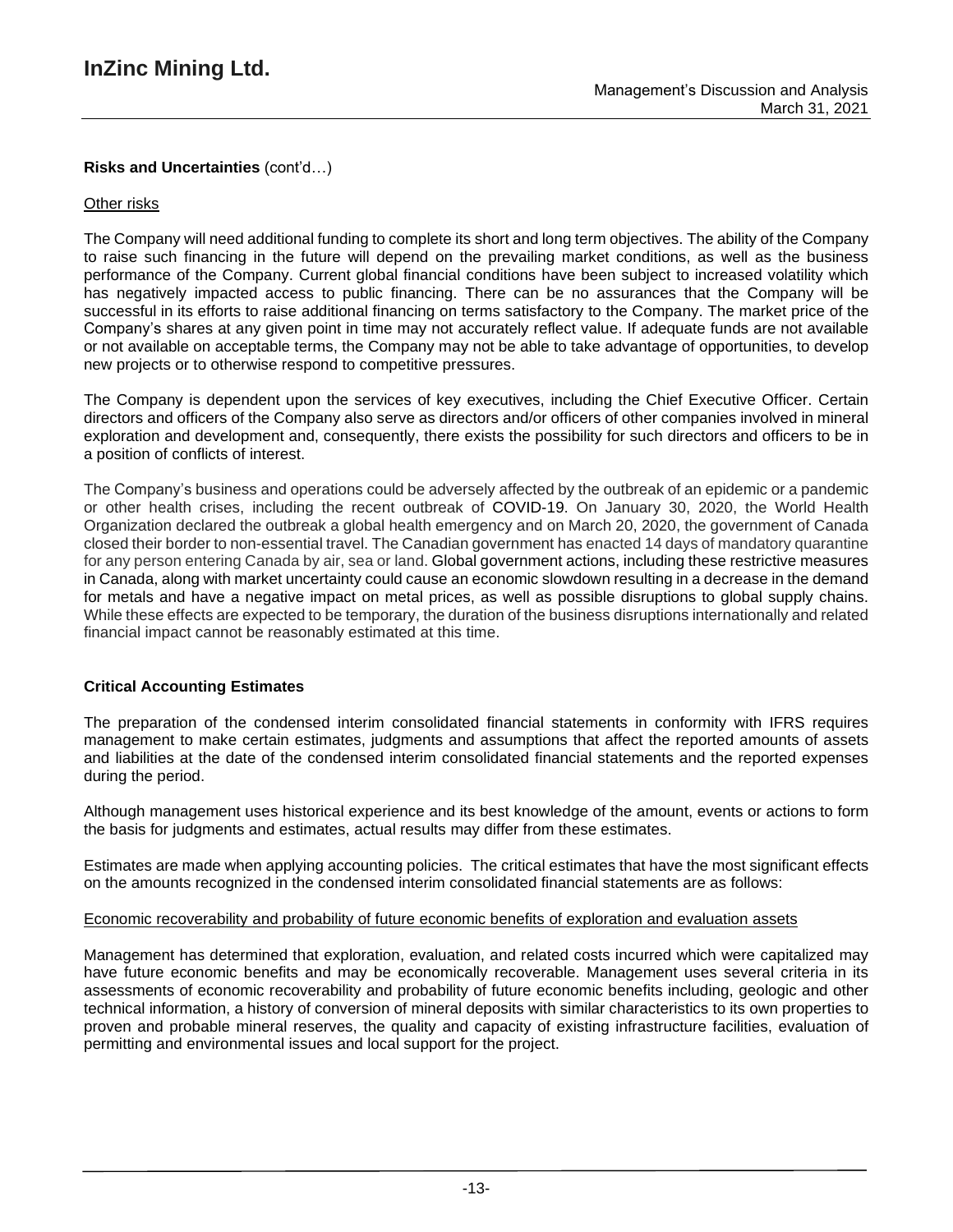**Risks and Uncertainties** (cont'd…)

Other risks

The Company will need additional funding to complete its short and long term objectives. The ability of the Company to raise such financing in the future will depend on the prevailing market conditions, as well as the business performance of the Company. Current global financial conditions have been subject to increased volatility which has negatively impacted access to public financing. There can be no assurances that the Company will be successful in its efforts to raise additional financing on terms satisfactory to the Company. The market price of the Company's shares at any given point in time may not accurately reflect value. If adequate funds are not available or not available on acceptable terms, the Company may not be able to take advantage of opportunities, to develop new projects or to otherwise respond to competitive pressures.

The Company is dependent upon the services of key executives, including the Chief Executive Officer. Certain directors and officers of the Company also serve as directors and/or officers of other companies involved in mineral exploration and development and, consequently, there exists the possibility for such directors and officers to be in a position of conflicts of interest.

The Company's business and operations could be adversely affected by the outbreak of an epidemic or a pandemic or other health crises, including the recent outbreak of COVID-19. On January 30, 2020, the World Health Organization declared the outbreak a global health emergency and on March 20, 2020, the government of Canada closed their border to non-essential travel. The Canadian government has enacted 14 days of mandatory quarantine for any person entering Canada by air, sea or land. Global government actions, including these restrictive measures in Canada, along with market uncertainty could cause an economic slowdown resulting in a decrease in the demand for metals and have a negative impact on metal prices, as well as possible disruptions to global supply chains. While these effects are expected to be temporary, the duration of the business disruptions internationally and related financial impact cannot be reasonably estimated at this time.

**Critical Accounting Estimates**

The preparation of the condensed interim consolidated financial statements in conformity with IFRS requires management to make certain estimates, judgments and assumptions that affect the reported amounts of assets and liabilities at the date of the condensed interim consolidated financial statements and the reported expenses during the period.

Although management uses historical experience and its best knowledge of the amount, events or actions to form the basis for judgments and estimates, actual results may differ from these estimates.

Estimates are made when applying accounting policies. The critical estimates that have the most significant effects on the amounts recognized in the condensed interim consolidated financial statements are as follows:

Economic recoverability and probability of future economic benefits of exploration and evaluation assets

Management has determined that exploration, evaluation, and related costs incurred which were capitalized may have future economic benefits and may be economically recoverable. Management uses several criteria in its assessments of economic recoverability and probability of future economic benefits including, geologic and other technical information, a history of conversion of mineral deposits with similar characteristics to its own properties to proven and probable mineral reserves, the quality and capacity of existing infrastructure facilities, evaluation of permitting and environmental issues and local support for the project.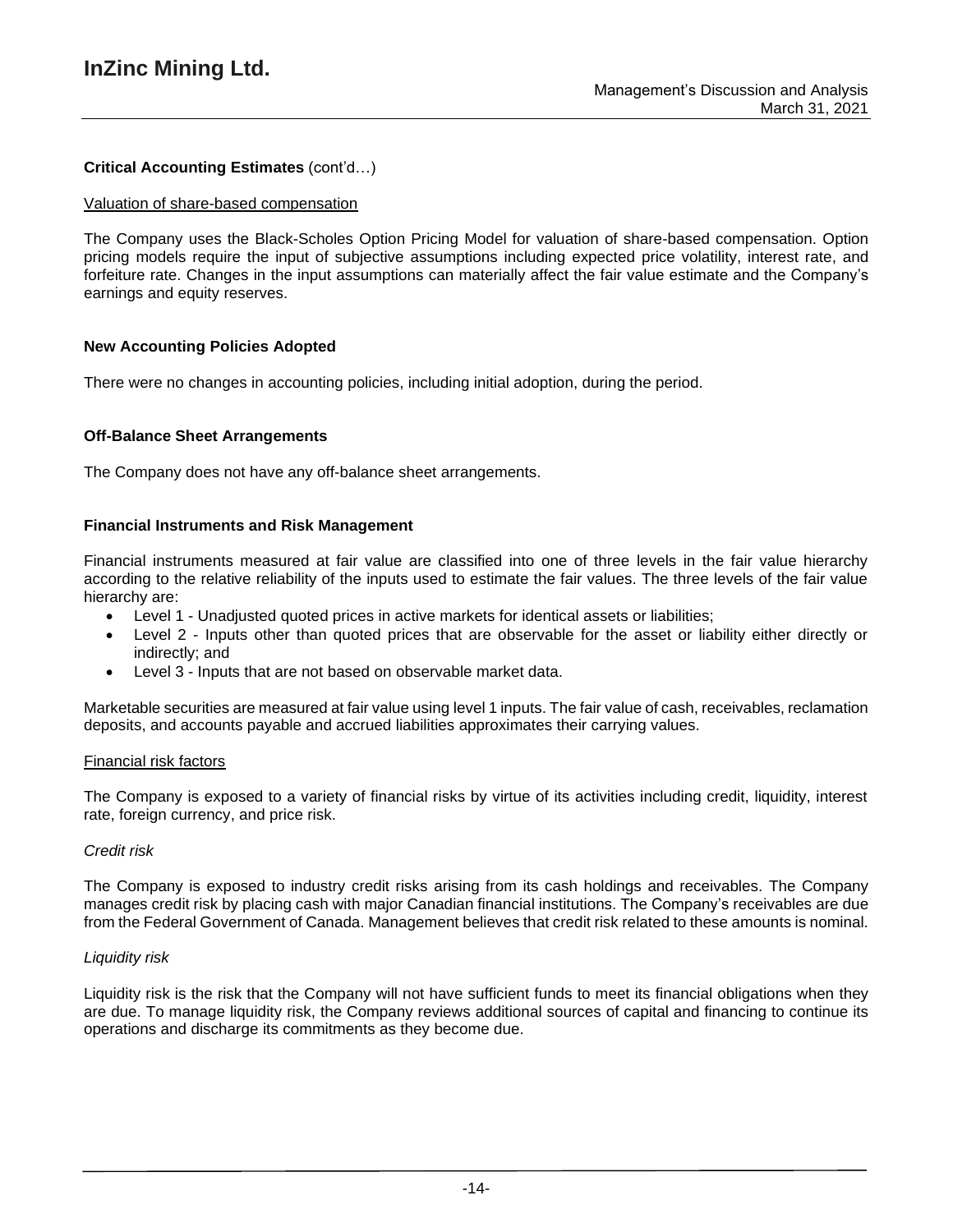**Critical Accounting Estimates** (cont'd…)

Valuation of share-based compensation

The Company uses the Black-Scholes Option Pricing Model for valuation of share-based compensation. Option pricing models require the input of subjective assumptions including expected price volatility, interest rate, and forfeiture rate. Changes in the input assumptions can materially affect the fair value estimate and the Company's earnings and equity reserves.

**New Accounting Policies Adopted**

There were no changes in accounting policies, including initial adoption, during the period.

**Off-Balance Sheet Arrangements**

The Company does not have any off-balance sheet arrangements.

**Financial Instruments and Risk Management**

Financial instruments measured at fair value are classified into one of three levels in the fair value hierarchy according to the relative reliability of the inputs used to estimate the fair values. The three levels of the fair value hierarchy are:

- Level 1 - Unadjusted quoted prices in active markets for identical assets or liabilities;
- Level 2 - Inputs other than quoted prices that are observable for the asset or liability either directly or indirectly; and
- Level 3 - Inputs that are not based on observable market data.

Marketable securities are measured at fair value using level 1 inputs. The fair value of cash, receivables, reclamation deposits, and accounts payable and accrued liabilities approximates their carrying values.

Financial risk factors

The Company is exposed to a variety of financial risks by virtue of its activities including credit, liquidity, interest rate, foreign currency, and price risk.

*Credit risk*

The Company is exposed to industry credit risks arising from its cash holdings and receivables. The Company manages credit risk by placing cash with major Canadian financial institutions. The Company's receivables are due from the Federal Government of Canada. Management believes that credit risk related to these amounts is nominal.

*Liquidity risk*

Liquidity risk is the risk that the Company will not have sufficient funds to meet its financial obligations when they are due. To manage liquidity risk, the Company reviews additional sources of capital and financing to continue its operations and discharge its commitments as they become due.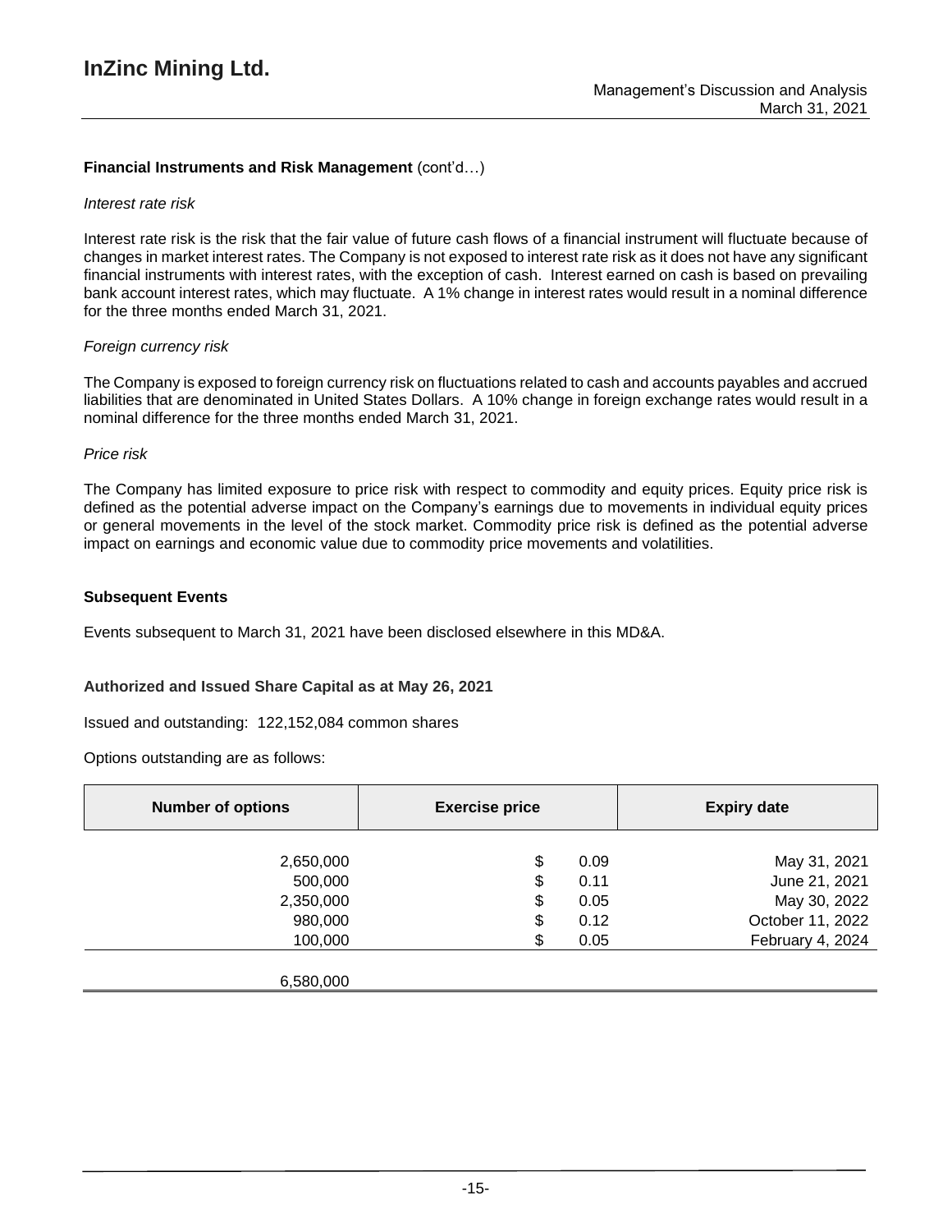**Financial Instruments and Risk Management** (cont'd…)

*Interest rate risk*

Interest rate risk is the risk that the fair value of future cash flows of a financial instrument will fluctuate because of changes in market interest rates. The Company is not exposed to interest rate risk as it does not have any significant financial instruments with interest rates, with the exception of cash. Interest earned on cash is based on prevailing bank account interest rates, which may fluctuate. A 1% change in interest rates would result in a nominal difference for the three months ended March 31, 2021.

*Foreign currency risk*

The Company is exposed to foreign currency risk on fluctuations related to cash and accounts payables and accrued liabilities that are denominated in United States Dollars. A 10% change in foreign exchange rates would result in a nominal difference for the three months ended March 31, 2021.

*Price risk*

The Company has limited exposure to price risk with respect to commodity and equity prices. Equity price risk is defined as the potential adverse impact on the Company's earnings due to movements in individual equity prices or general movements in the level of the stock market. Commodity price risk is defined as the potential adverse impact on earnings and economic value due to commodity price movements and volatilities.

**Subsequent Events**

Events subsequent to March 31, 2021 have been disclosed elsewhere in this MD&A.

**Authorized and Issued Share Capital as at May 26, 2021**

Issued and outstanding: 122,152,084 common shares

Options outstanding are as follows:

| Number of options | Exercise price | Expiry date |
|---|---|---|
| 2,650,000 | $ 0.09 | May 31, 2021 |
| 500,000 | $ 0.11 | June 21, 2021 |
| 2,350,000 | $ 0.05 | May 30, 2022 |
| 980,000 | $ 0.12 | October 11, 2022 |
| 100,000 | $ 0.05 | February 4, 2024 |
| 6,580,000 | | |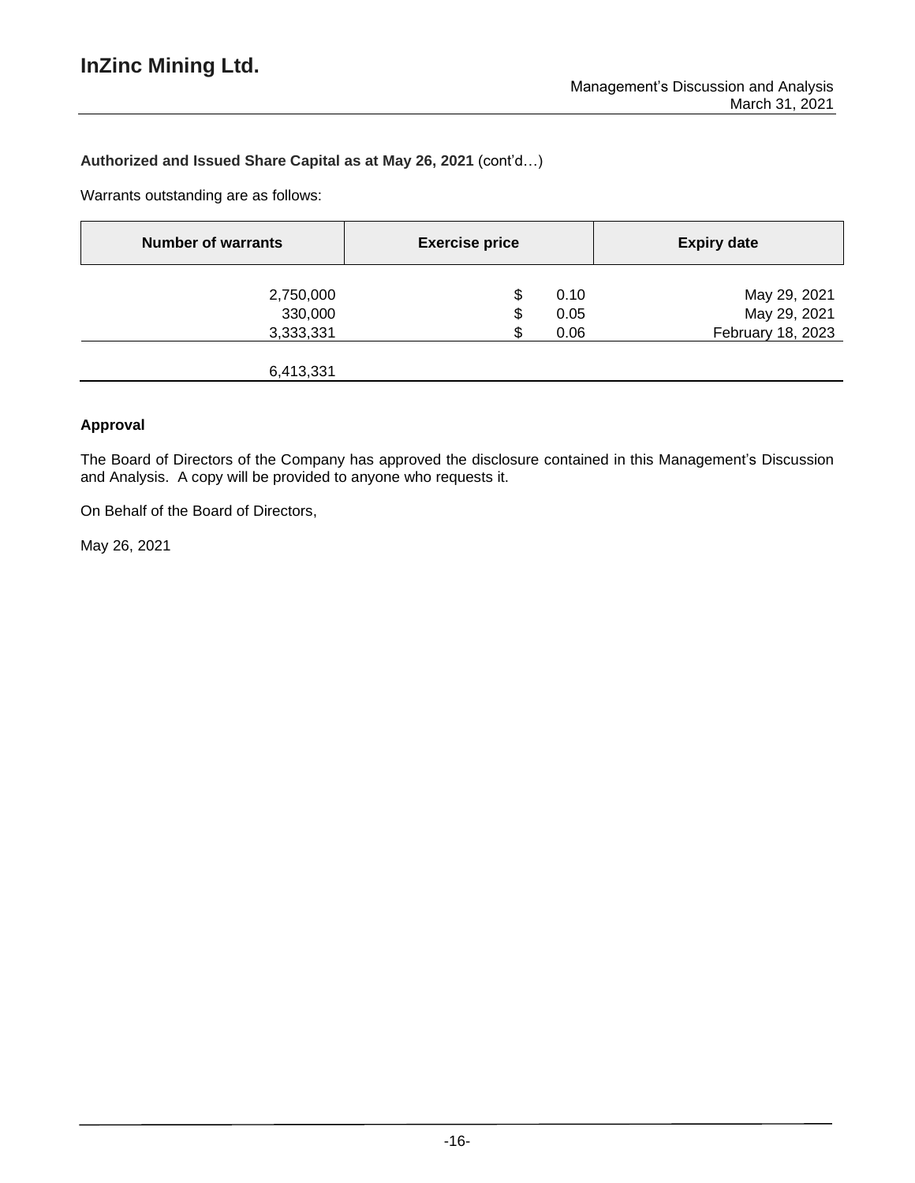**Authorized and Issued Share Capital as at May 26, 2021** (cont'd…)

Warrants outstanding are as follows:

| Number of warrants | Exercise price | Expiry date |
|---|---|---|
| 2,750,000 | $ 0.10 | May 29, 2021 |
| 330,000 | $ 0.05 | May 29, 2021 |
| 3,333,331 | $ 0.06 | February 18, 2023 |
| 6,413,331 | | |

**Approval**

The Board of Directors of the Company has approved the disclosure contained in this Management's Discussion and Analysis. A copy will be provided to anyone who requests it.

On Behalf of the Board of Directors,

May 26, 2021